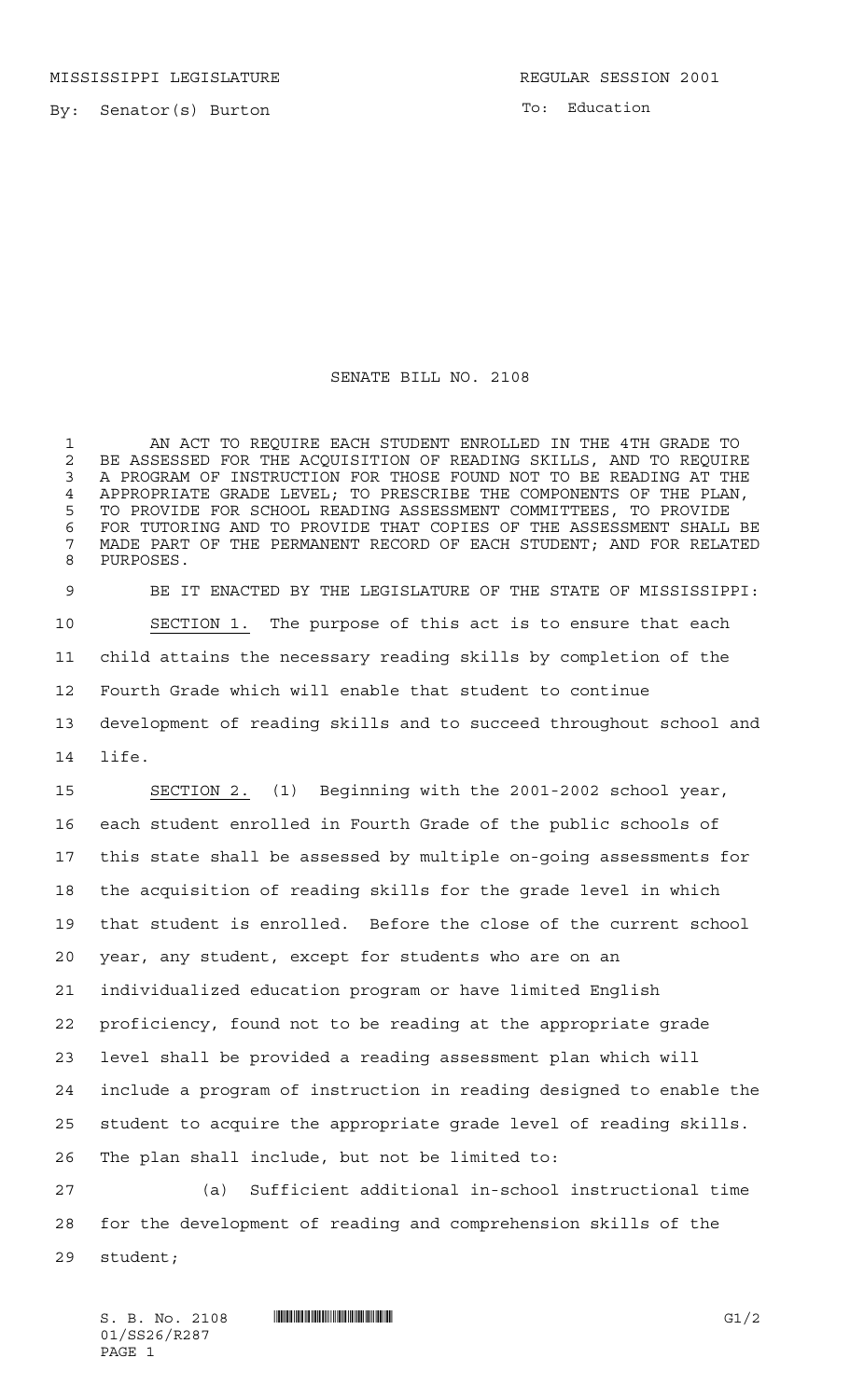MISSISSIPPI LEGISLATURE REGULAR SESSION 2001

By: Senator(s) Burton

To: Education

# SENATE BILL NO. 2108

AN ACT TO REQUIRE EACH STUDENT ENROLLED IN THE 4TH GRADE TO BE ASSESSED FOR THE ACQUISITION OF READING SKILLS, AND TO REQUIRE A PROGRAM OF INSTRUCTION FOR THOSE FOUND NOT TO BE READING AT THE APPROPRIATE GRADE LEVEL; TO PRESCRIBE THE COMPONENTS OF THE PLAN, TO PROVIDE FOR SCHOOL READING ASSESSMENT COMMITTEES, TO PROVIDE FOR TUTORING AND TO PROVIDE THAT COPIES OF THE ASSESSMENT SHALL BE MADE PART OF THE PERMANENT RECORD OF EACH STUDENT; AND FOR RELATED PURPOSES.

BE IT ENACTED BY THE LEGISLATURE OF THE STATE OF MISSISSIPPI:

SECTION 1. The purpose of this act is to ensure that each child attains the necessary reading skills by completion of the Fourth Grade which will enable that student to continue development of reading skills and to succeed throughout school and life.

SECTION 2. (1) Beginning with the 2001-2002 school year, each student enrolled in Fourth Grade of the public schools of this state shall be assessed by multiple on-going assessments for the acquisition of reading skills for the grade level in which that student is enrolled. Before the close of the current school year, any student, except for students who are on an individualized education program or have limited English proficiency, found not to be reading at the appropriate grade level shall be provided a reading assessment plan which will include a program of instruction in reading designed to enable the student to acquire the appropriate grade level of reading skills. The plan shall include, but not be limited to:

(a) Sufficient additional in-school instructional time for the development of reading and comprehension skills of the student;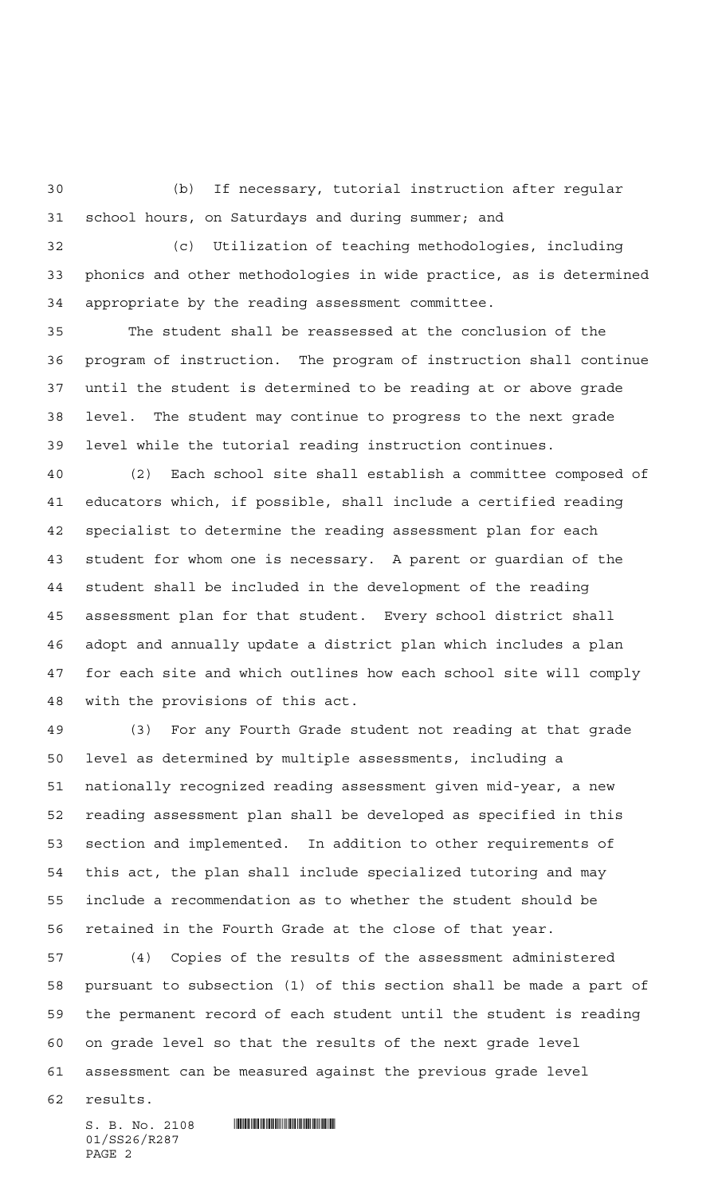(b) If necessary, tutorial instruction after regular school hours, on Saturdays and during summer; and

(c) Utilization of teaching methodologies, including phonics and other methodologies in wide practice, as is determined appropriate by the reading assessment committee.

The student shall be reassessed at the conclusion of the program of instruction. The program of instruction shall continue until the student is determined to be reading at or above grade level. The student may continue to progress to the next grade level while the tutorial reading instruction continues.

(2) Each school site shall establish a committee composed of educators which, if possible, shall include a certified reading specialist to determine the reading assessment plan for each student for whom one is necessary. A parent or guardian of the student shall be included in the development of the reading assessment plan for that student. Every school district shall adopt and annually update a district plan which includes a plan for each site and which outlines how each school site will comply with the provisions of this act.

(3) For any Fourth Grade student not reading at that grade level as determined by multiple assessments, including a nationally recognized reading assessment given mid-year, a new reading assessment plan shall be developed as specified in this section and implemented. In addition to other requirements of this act, the plan shall include specialized tutoring and may include a recommendation as to whether the student should be retained in the Fourth Grade at the close of that year.

(4) Copies of the results of the assessment administered pursuant to subsection (1) of this section shall be made a part of the permanent record of each student until the student is reading on grade level so that the results of the next grade level assessment can be measured against the previous grade level results.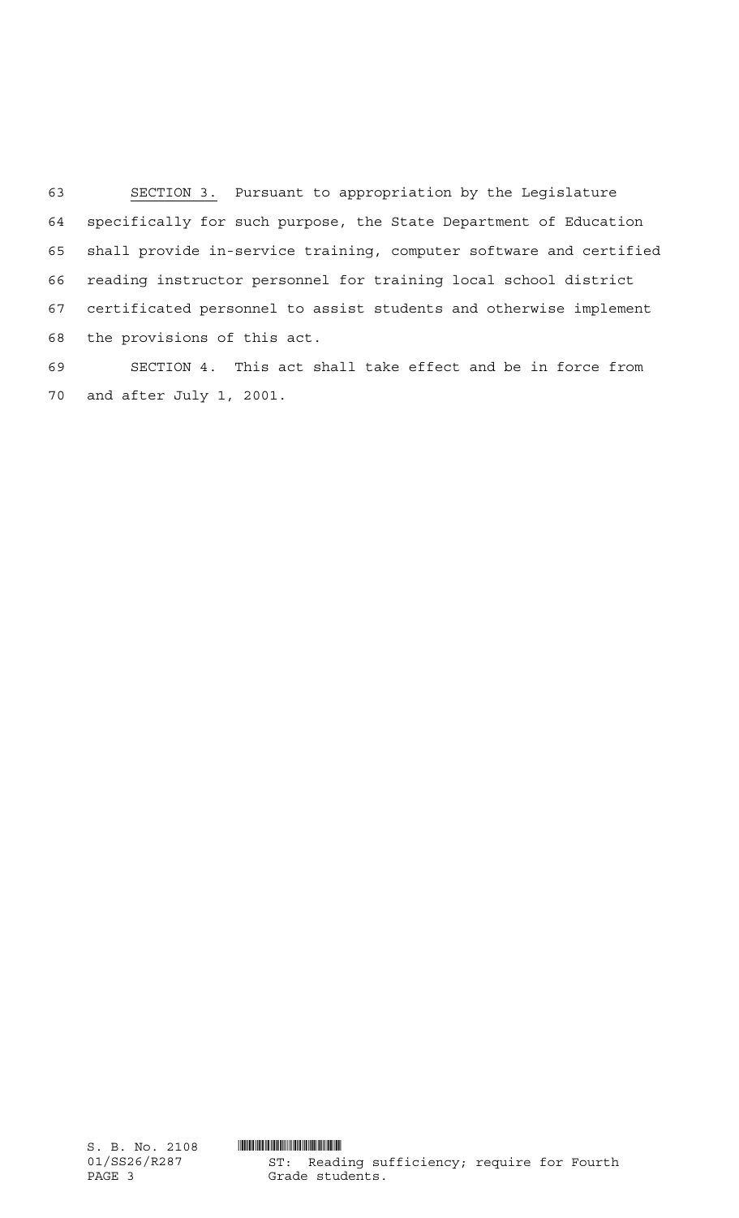SECTION 3. Pursuant to appropriation by the Legislature specifically for such purpose, the State Department of Education shall provide in-service training, computer software and certified reading instructor personnel for training local school district certificated personnel to assist students and otherwise implement the provisions of this act.

SECTION 4. This act shall take effect and be in force from and after July 1, 2001.